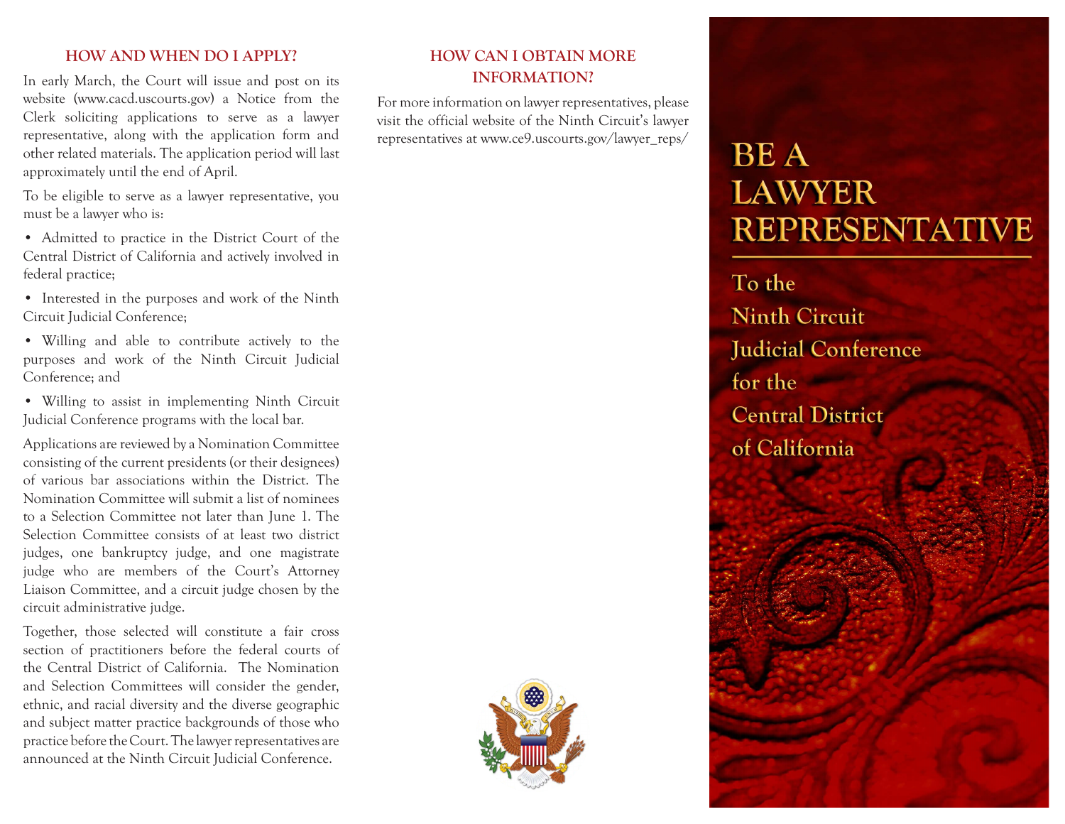## HOW AND WHEN DO I APPLY?

In early March, the Court will issue and post on its website (www.cacd.uscourts.gov) a Notice from the Clerk soliciting applications to serve as a lawyer representative, along with the application form and other related materials. The application period will last approximately until the end of April.

To be eligible to serve as a lawyer representative, you must be a lawyer who is:

- Admitted to practice in the District Court of the Central District of California and actively involved in federal practice;
- Interested in the purposes and work of the Ninth Circuit Judicial Conference;
- Willing and able to contribute actively to the purposes and work of the Ninth Circuit Judicial Conference; and
- Willing to assist in implementing Ninth Circuit Judicial Conference programs with the local bar.

Applications are reviewed by a Nomination Committee consisting of the current presidents (or their designees) of various bar associations within the District. The Nomination Committee will submit a list of nominees to a Selection Committee not later than June 1. The Selection Committee consists of at least two district judges, one bankruptcy judge, and one magistrate judge who are members of the Court's Attorney Liaison Committee, and a circuit judge chosen by the circuit administrative judge.

Together, those selected will constitute a fair cross section of practitioners before the federal courts of the Central District of California. The Nomination and Selection Committees will consider the gender, ethnic, and racial diversity and the diverse geographic and subject matter practice backgrounds of those who practice before the Court. The lawyer representatives are announced at the Ninth Circuit Judicial Conference.

## HOW CAN I OBTAIN MORE INFORMATION?

For more information on lawyer representatives, please visit the official website of the Ninth Circuit's lawyer representatives at www.ce9.uscourts.gov/lawyer_reps/

# BE A LAWYER REPRESENTATIVE

## To the Ninth Circuit Judicial Conference for the Central District of California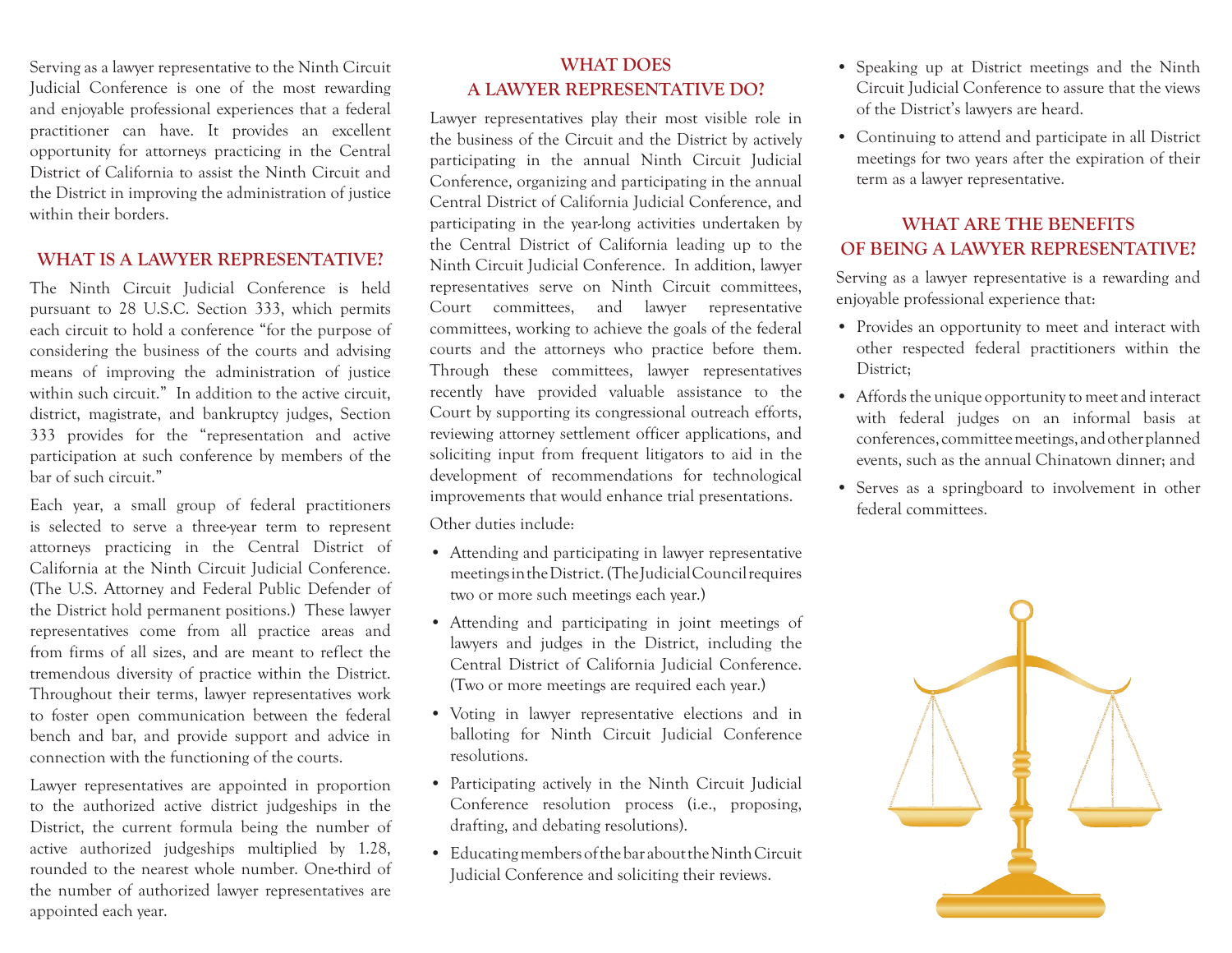Serving as a lawyer representative to the Ninth Circuit Judicial Conference is one of the most rewarding and enjoyable professional experiences that a federal practitioner can have. It provides an excellent opportunity for attorneys practicing in the Central District of California to assist the Ninth Circuit and the District in improving the administration of justice within their borders.

## WHAT IS A LAWYER REPRESENTATIVE?

The Ninth Circuit Judicial Conference is held pursuant to 28 U.S.C. Section 333, which permits each circuit to hold a conference "for the purpose of considering the business of the courts and advising means of improving the administration of justice within such circuit." In addition to the active circuit, district, magistrate, and bankruptcy judges, Section 333 provides for the "representation and active participation at such conference by members of the bar of such circuit."

Each year, a small group of federal practitioners is selected to serve a three-year term to represent attorneys practicing in the Central District of California at the Ninth Circuit Judicial Conference. (The U.S. Attorney and Federal Public Defender of the District hold permanent positions.) These lawyer representatives come from all practice areas and from firms of all sizes, and are meant to reflect the tremendous diversity of practice within the District. Throughout their terms, lawyer representatives work to foster open communication between the federal bench and bar, and provide support and advice in connection with the functioning of the courts.

Lawyer representatives are appointed in proportion to the authorized active district judgeships in the District, the current formula being the number of active authorized judgeships multiplied by 1.28, rounded to the nearest whole number. One-third of the number of authorized lawyer representatives are appointed each year.

## WHAT DOES A LAWYER REPRESENTATIVE DO?

Lawyer representatives play their most visible role in the business of the Circuit and the District by actively participating in the annual Ninth Circuit Judicial Conference, organizing and participating in the annual Central District of California Judicial Conference, and participating in the year-long activities undertaken by the Central District of California leading up to the Ninth Circuit Judicial Conference. In addition, lawyer representatives serve on Ninth Circuit committees, Court committees, and lawyer representative committees, working to achieve the goals of the federal courts and the attorneys who practice before them. Through these committees, lawyer representatives recently have provided valuable assistance to the Court by supporting its congressional outreach efforts, reviewing attorney settlement officer applications, and soliciting input from frequent litigators to aid in the development of recommendations for technological improvements that would enhance trial presentations.

Other duties include:

- Attending and participating in lawyer representative meetings in the District. (The Judicial Council requires two or more such meetings each year.)
- Attending and participating in joint meetings of lawyers and judges in the District, including the Central District of California Judicial Conference. (Two or more meetings are required each year.)
- Voting in lawyer representative elections and in balloting for Ninth Circuit Judicial Conference resolutions.
- Participating actively in the Ninth Circuit Judicial Conference resolution process (i.e., proposing, drafting, and debating resolutions).
- Educating members of the bar about the Ninth Circuit Judicial Conference and soliciting their reviews.
- Speaking up at District meetings and the Ninth Circuit Judicial Conference to assure that the views of the District's lawyers are heard.
- Continuing to attend and participate in all District meetings for two years after the expiration of their term as a lawyer representative.

## WHAT ARE THE BENEFITS OF BEING A LAWYER REPRESENTATIVE?

Serving as a lawyer representative is a rewarding and enjoyable professional experience that:

- Provides an opportunity to meet and interact with other respected federal practitioners within the District;
- Affords the unique opportunity to meet and interact with federal judges on an informal basis at conferences, committee meetings, and other planned events, such as the annual Chinatown dinner; and
- Serves as a springboard to involvement in other federal committees.